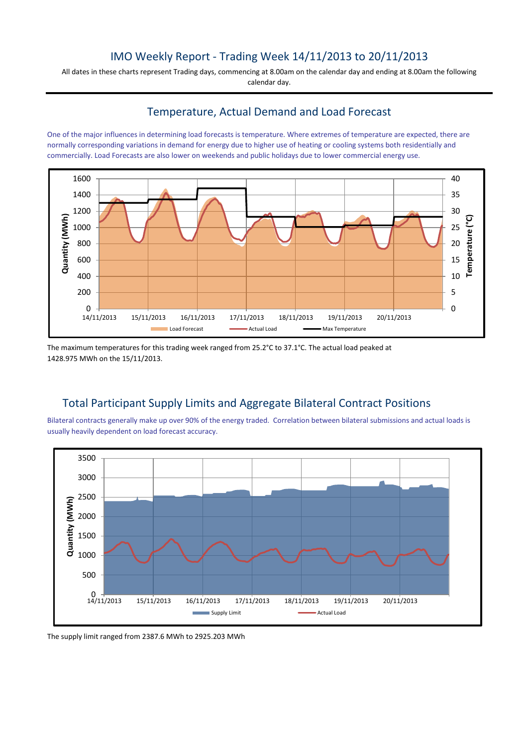# IMO Weekly Report - Trading Week 14/11/2013 to 20/11/2013

All dates in these charts represent Trading days, commencing at 8.00am on the calendar day and ending at 8.00am the following calendar day.

## Temperature, Actual Demand and Load Forecast

One of the major influences in determining load forecasts is temperature. Where extremes of temperature are expected, there are normally corresponding variations in demand for energy due to higher use of heating or cooling systems both residentially and commercially. Load Forecasts are also lower on weekends and public holidays due to lower commercial energy use.

The maximum temperatures for this trading week ranged from 25.2°C to 37.1°C. The actual load peaked at 1428.975 MWh on the 15/11/2013.

## Total Participant Supply Limits and Aggregate Bilateral Contract Positions

Bilateral contracts generally make up over 90% of the energy traded. Correlation between bilateral submissions and actual loads is usually heavily dependent on load forecast accuracy.

The supply limit ranged from 2387.6 MWh to 2925.203 MWh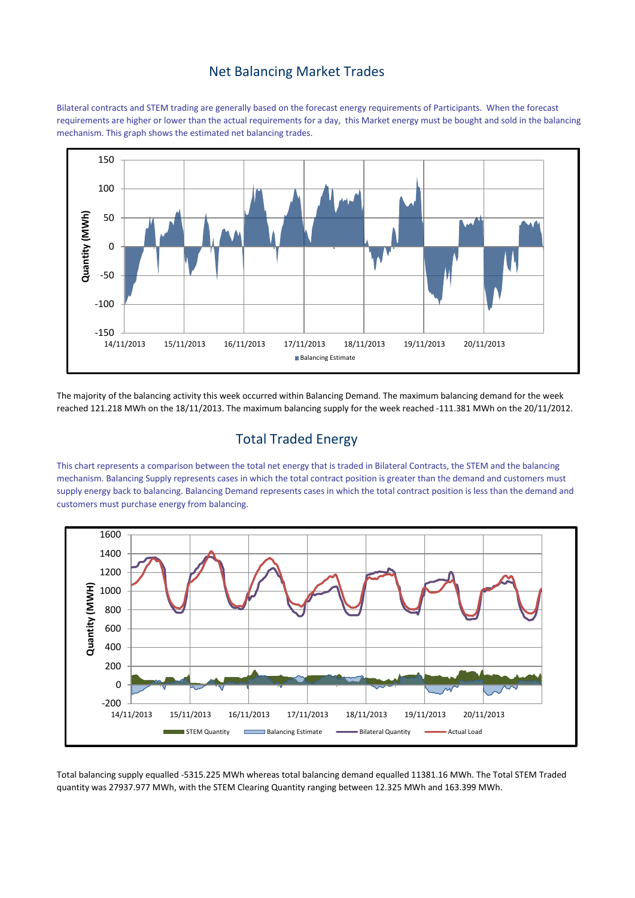## Net Balancing Market Trades

Bilateral contracts and STEM trading are generally based on the forecast energy requirements of Participants. When the forecast requirements are higher or lower than the actual requirements for a day, this Market energy must be bought and sold in the balancing mechanism. This graph shows the estimated net balancing trades.

The majority of the balancing activity this week occurred within Balancing Demand. The maximum balancing demand for the week reached 121.218 MWh on the 18/11/2013. The maximum balancing supply for the week reached -111.381 MWh on the 20/11/2012.

## Total Traded Energy

This chart represents a comparison between the total net energy that is traded in Bilateral Contracts, the STEM and the balancing mechanism. Balancing Supply represents cases in which the total contract position is greater than the demand and customers must supply energy back to balancing. Balancing Demand represents cases in which the total contract position is less than the demand and customers must purchase energy from balancing.

Total balancing supply equalled -5315.225 MWh whereas total balancing demand equalled 11381.16 MWh. The Total STEM Traded quantity was 27937.977 MWh, with the STEM Clearing Quantity ranging between 12.325 MWh and 163.399 MWh.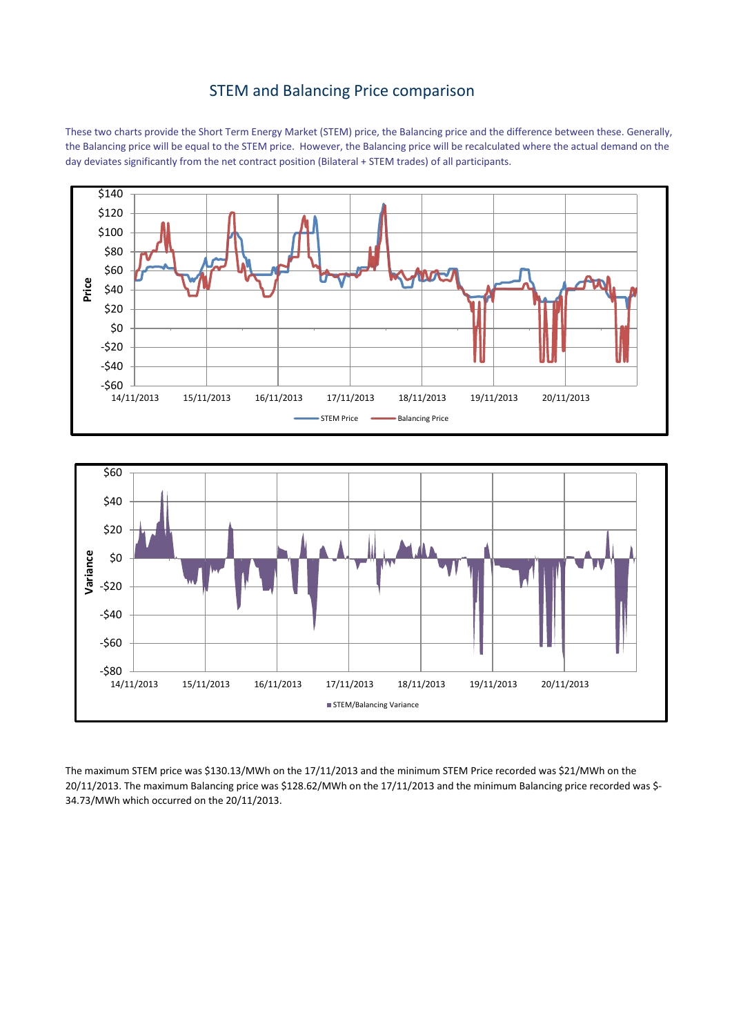# STEM and Balancing Price comparison

These two charts provide the Short Term Energy Market (STEM) price, the Balancing price and the difference between these. Generally, the Balancing price will be equal to the STEM price. However, the Balancing price will be recalculated where the actual demand on the day deviates significantly from the net contract position (Bilateral + STEM trades) of all participants.

Price

$140
$120
$100
$80
$60
$40
$20
$0
-$20
-$40
-$60

14/11/2013 15/11/2013 16/11/2013 17/11/2013 18/11/2013 19/11/2013 20/11/2013

STEM Price Balancing Price

Variance

$60
$40
$20
$0
-$20
-$40
-$60
-$80

14/11/2013 15/11/2013 16/11/2013 17/11/2013 18/11/2013 19/11/2013 20/11/2013

STEM/Balancing Variance

The maximum STEM price was $130.13/MWh on the 17/11/2013 and the minimum STEM Price recorded was $21/MWh on the 20/11/2013. The maximum Balancing price was $128.62/MWh on the 17/11/2013 and the minimum Balancing price recorded was $-34.73/MWh which occurred on the 20/11/2013.